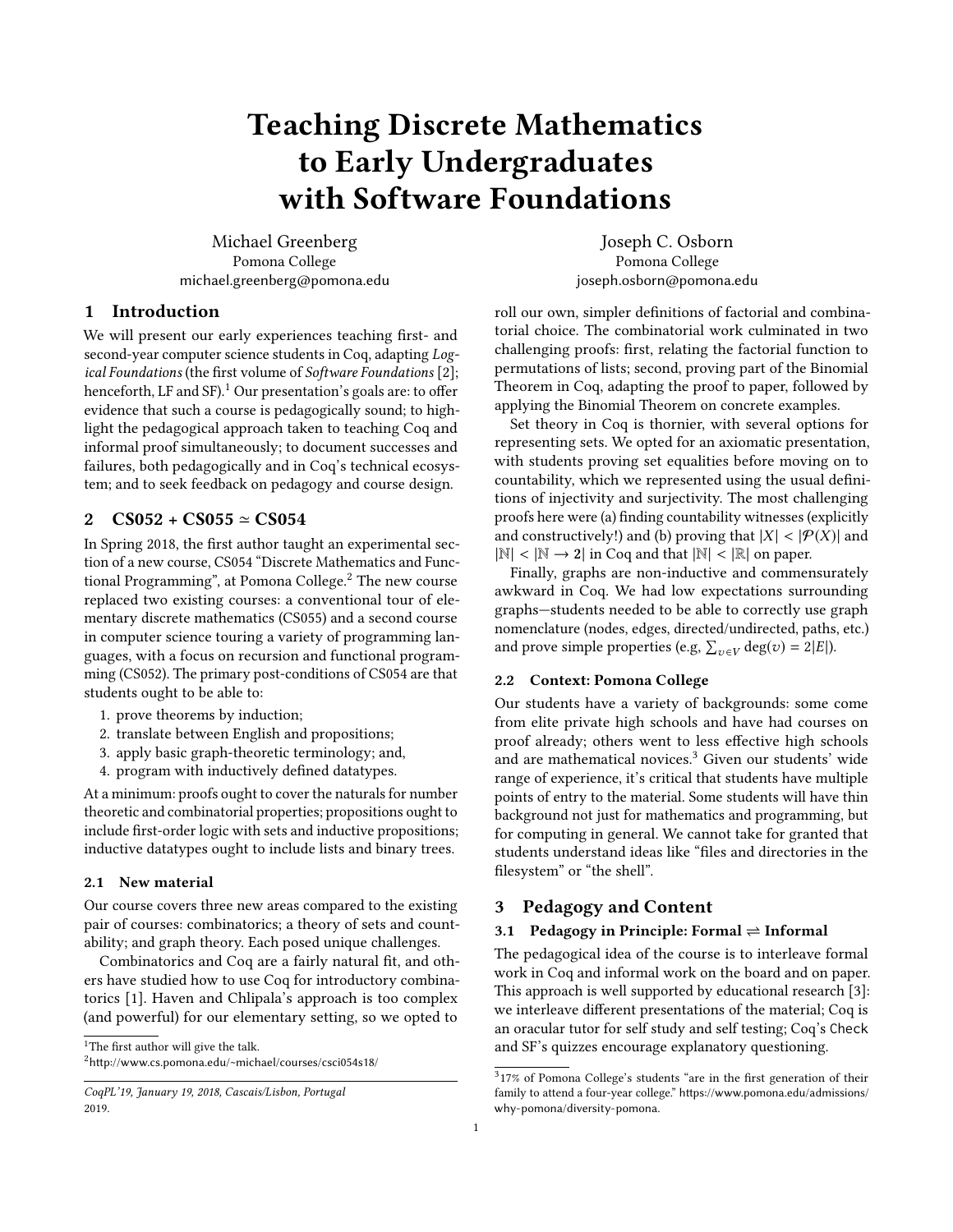# Teaching Discrete Mathematics to Early Undergraduates with Software Foundations

Michael Greenberg
Pomona College
michael.greenberg@pomona.edu

Joseph C. Osborn
Pomona College
joseph.osborn@pomona.edu

## 1 Introduction

We will present our early experiences teaching first- and second-year computer science students in Coq, adapting *Logical Foundations* (the first volume of *Software Foundations* [2]; henceforth, LF and SF).[1] Our presentation's goals are: to offer evidence that such a course is pedagogically sound; to highlight the pedagogical approach taken to teaching Coq and informal proof simultaneously; to document successes and failures, both pedagogically and in Coq's technical ecosystem; and to seek feedback on pedagogy and course design.

## 2 CS052 + CS055 ≃ CS054

In Spring 2018, the first author taught an experimental section of a new course, CS054 "Discrete Mathematics and Functional Programming", at Pomona College.[2] The new course replaced two existing courses: a conventional tour of elementary discrete mathematics (CS055) and a second course in computer science touring a variety of programming languages, with a focus on recursion and functional programming (CS052). The primary post-conditions of CS054 are that students ought to be able to:

1. prove theorems by induction;
2. translate between English and propositions;
3. apply basic graph-theoretic terminology; and,
4. program with inductively defined datatypes.

At a minimum: proofs ought to cover the naturals for number theoretic and combinatorial properties; propositions ought to include first-order logic with sets and inductive propositions; inductive datatypes ought to include lists and binary trees.

### 2.1 New material

Our course covers three new areas compared to the existing pair of courses: combinatorics; a theory of sets and countability; and graph theory. Each posed unique challenges.

Combinatorics and Coq are a fairly natural fit, and others have studied how to use Coq for introductory combinatorics [1]. Haven and Chlipala's approach is too complex (and powerful) for our elementary setting, so we opted to roll our own, simpler definitions of factorial and combinatorial choice. The combinatorial work culminated in two challenging proofs: first, relating the factorial function to permutations of lists; second, proving part of the Binomial Theorem in Coq, adapting the proof to paper, followed by applying the Binomial Theorem on concrete examples.

Set theory in Coq is thornier, with several options for representing sets. We opted for an axiomatic presentation, with students proving set equalities before moving on to countability, which we represented using the usual definitions of injectivity and surjectivity. The most challenging proofs here were (a) finding countability witnesses (explicitly and constructively!) and (b) proving that $|X| < |\mathcal{P}(X)|$ and $|\mathbb{N}| < |\mathbb{N} \to \mathbf{2}|$ in Coq and that $|\mathbb{N}| < |\mathbb{R}|$ on paper.

Finally, graphs are non-inductive and commensurately awkward in Coq. We had low expectations surrounding graphs—students needed to be able to correctly use graph nomenclature (nodes, edges, directed/undirected, paths, etc.) and prove simple properties (e.g, $\sum_{v \in V} \deg(v) = 2|E|$).

### 2.2 Context: Pomona College

Our students have a variety of backgrounds: some come from elite private high schools and have had courses on proof already; others went to less effective high schools and are mathematical novices.[3] Given our students' wide range of experience, it's critical that students have multiple points of entry to the material. Some students will have thin background not just for mathematics and programming, but for computing in general. We cannot take for granted that students understand ideas like "files and directories in the filesystem" or "the shell".

## 3 Pedagogy and Content

### 3.1 Pedagogy in Principle: Formal ⇌ Informal

The pedagogical idea of the course is to interleave formal work in Coq and informal work on the board and on paper. This approach is well supported by educational research [3]: we interleave different presentations of the material; Coq is an oracular tutor for self study and self testing; Coq's `Check` and SF's quizzes encourage explanatory questioning.

---

[1] The first author will give the talk.

[2] http://www.cs.pomona.edu/~michael/courses/csci054s18/

[3] 17% of Pomona College's students "are in the first generation of their family to attend a four-year college." https://www.pomona.edu/admissions/why-pomona/diversity-pomona.

*CoqPL'19, January 19, 2018, Cascais/Lisbon, Portugal*
2019.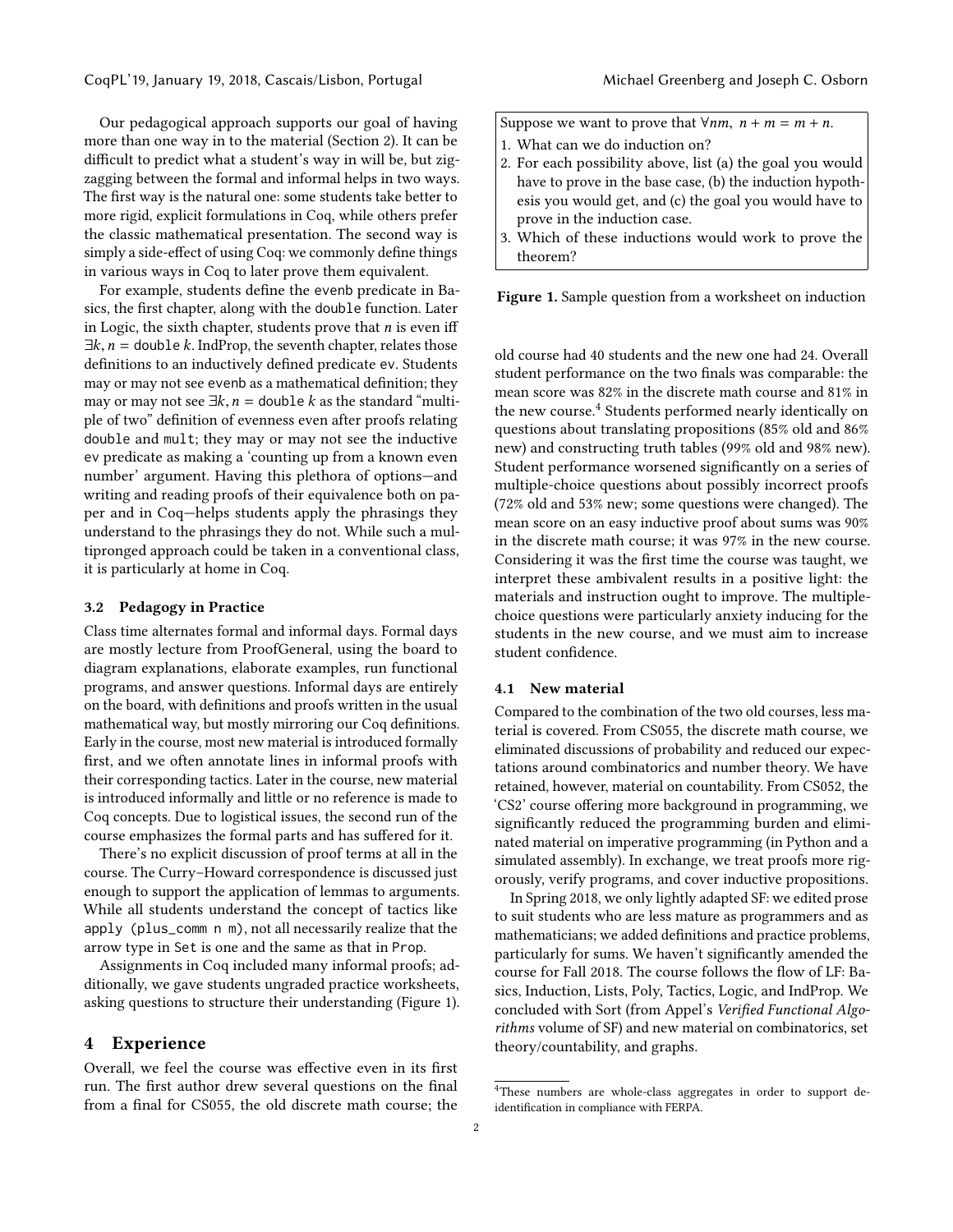Our pedagogical approach supports our goal of having more than one way in to the material (Section 2). It can be difficult to predict what a student's way in will be, but zigzagging between the formal and informal helps in two ways. The first way is the natural one: some students take better to more rigid, explicit formulations in Coq, while others prefer the classic mathematical presentation. The second way is simply a side-effect of using Coq: we commonly define things in various ways in Coq to later prove them equivalent.

For example, students define the `evenb` predicate in Basics, the first chapter, along with the `double` function. Later in Logic, the sixth chapter, students prove that $n$ is even iff $\exists k, n = \texttt{double}\ k$. IndProp, the seventh chapter, relates those definitions to an inductively defined predicate `ev`. Students may or may not see `evenb` as a mathematical definition; they may or may not see $\exists k, n = \texttt{double}\ k$ as the standard "multiple of two" definition of evenness even after proofs relating `double` and `mult`; they may or may not see the inductive `ev` predicate as making a 'counting up from a known even number' argument. Having this plethora of options—and writing and reading proofs of their equivalence both on paper and in Coq—helps students apply the phrasings they understand to the phrasings they do not. While such a multipronged approach could be taken in a conventional class, it is particularly at home in Coq.

### 3.2 Pedagogy in Practice

Class time alternates formal and informal days. Formal days are mostly lecture from ProofGeneral, using the board to diagram explanations, elaborate examples, run functional programs, and answer questions. Informal days are entirely on the board, with definitions and proofs written in the usual mathematical way, but mostly mirroring our Coq definitions. Early in the course, most new material is introduced formally first, and we often annotate lines in informal proofs with their corresponding tactics. Later in the course, new material is introduced informally and little or no reference is made to Coq concepts. Due to logistical issues, the second run of the course emphasizes the formal parts and has suffered for it.

There's no explicit discussion of proof terms at all in the course. The Curry–Howard correspondence is discussed just enough to support the application of lemmas to arguments. While all students understand the concept of tactics like `apply (plus_comm n m)`, not all necessarily realize that the arrow type in `Set` is one and the same as that in `Prop`.

Assignments in Coq included many informal proofs; additionally, we gave students ungraded practice worksheets, asking questions to structure their understanding (Figure 1).

Suppose we want to prove that $\forall nm,\ n + m = m + n$.

1. What can we do induction on?
2. For each possibility above, list (a) the goal you would have to prove in the base case, (b) the induction hypothesis you would get, and (c) the goal you would have to prove in the induction case.
3. Which of these inductions would work to prove the theorem?

**Figure 1.** Sample question from a worksheet on induction

## 4 Experience

Overall, we feel the course was effective even in its first run. The first author drew several questions on the final from a final for CS055, the old discrete math course; the old course had 40 students and the new one had 24. Overall student performance on the two finals was comparable: the mean score was 82% in the discrete math course and 81% in the new course.[4] Students performed nearly identically on questions about translating propositions (85% old and 86% new) and constructing truth tables (99% old and 98% new). Student performance worsened significantly on a series of multiple-choice questions about possibly incorrect proofs (72% old and 53% new; some questions were changed). The mean score on an easy inductive proof about sums was 90% in the discrete math course; it was 97% in the new course. Considering it was the first time the course was taught, we interpret these ambivalent results in a positive light: the materials and instruction ought to improve. The multiple-choice questions were particularly anxiety inducing for the students in the new course, and we must aim to increase student confidence.

### 4.1 New material

Compared to the combination of the two old courses, less material is covered. From CS055, the discrete math course, we eliminated discussions of probability and reduced our expectations around combinatorics and number theory. We have retained, however, material on countability. From CS052, the 'CS2' course offering more background in programming, we significantly reduced the programming burden and eliminated material on imperative programming (in Python and a simulated assembly). In exchange, we treat proofs more rigorously, verify programs, and cover inductive propositions.

In Spring 2018, we only lightly adapted SF: we edited prose to suit students who are less mature as programmers and as mathematicians; we added definitions and practice problems, particularly for sums. We haven't significantly amended the course for Fall 2018. The course follows the flow of LF: Basics, Induction, Lists, Poly, Tactics, Logic, and IndProp. We concluded with Sort (from Appel's *Verified Functional Algorithms* volume of SF) and new material on combinatorics, set theory/countability, and graphs.

[4] These numbers are whole-class aggregates in order to support de-identification in compliance with FERPA.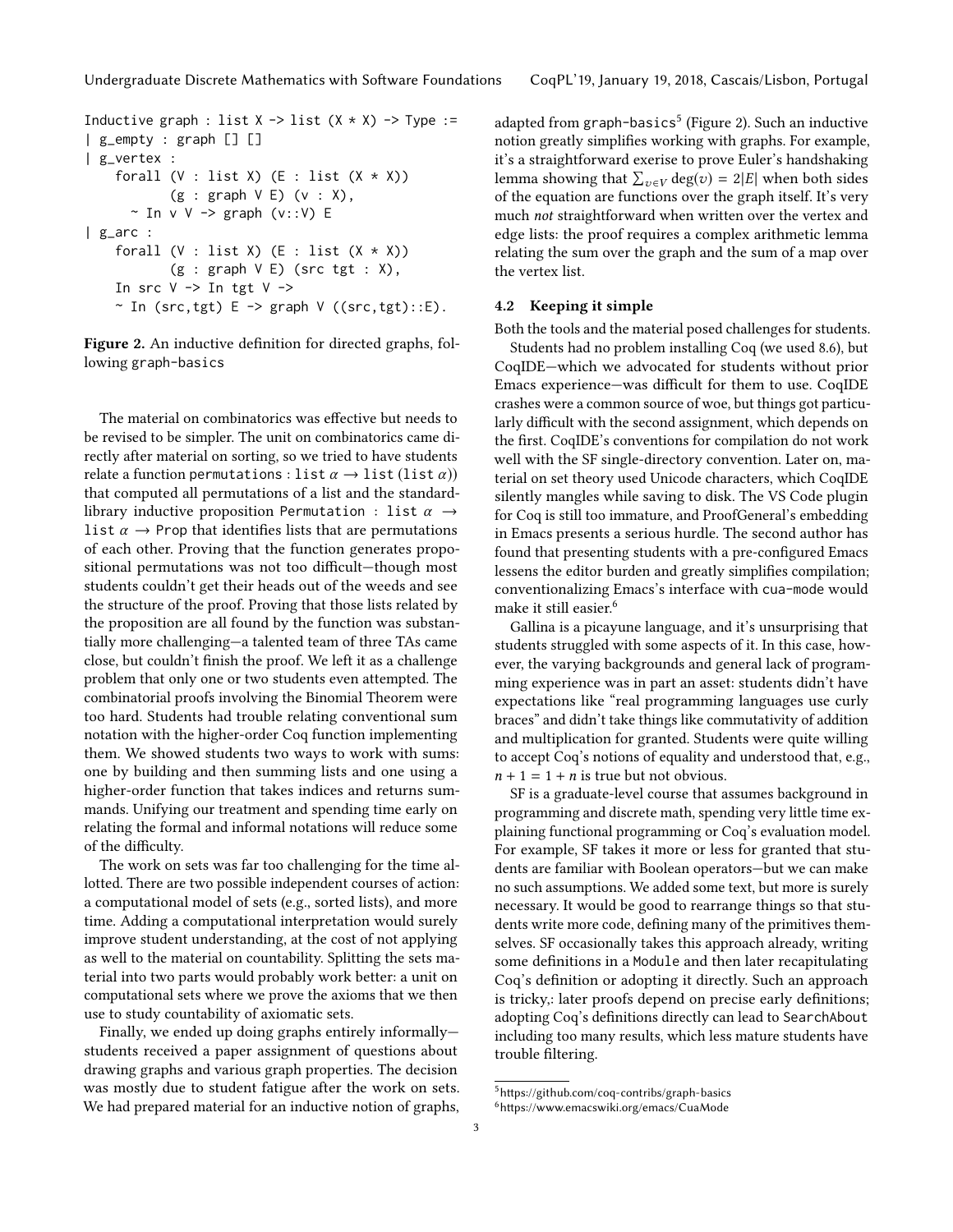```
Inductive graph : list X -> list (X * X) -> Type :=
| g_empty : graph [] []
| g_vertex :
    forall (V : list X) (E : list (X * X))
           (g : graph V E) (v : X),
      ~ In v V -> graph (v::V) E
| g_arc :
    forall (V : list X) (E : list (X * X))
           (g : graph V E) (src tgt : X),
    In src V -> In tgt V ->
    ~ In (src,tgt) E -> graph V ((src,tgt)::E).
```

**Figure 2.** An inductive definition for directed graphs, following graph-basics

The material on combinatorics was effective but needs to be revised to be simpler. The unit on combinatorics came directly after material on sorting, so we tried to have students relate a function permutations : list $\alpha \to$ list (list $\alpha$)) that computed all permutations of a list and the standard-library inductive proposition Permutation : list $\alpha \to$ list $\alpha \to$ Prop that identifies lists that are permutations of each other. Proving that the function generates propositional permutations was not too difficult—though most students couldn't get their heads out of the weeds and see the structure of the proof. Proving that those lists related by the proposition are all found by the function was substantially more challenging—a talented team of three TAs came close, but couldn't finish the proof. We left it as a challenge problem that only one or two students even attempted. The combinatorial proofs involving the Binomial Theorem were too hard. Students had trouble relating conventional sum notation with the higher-order Coq function implementing them. We showed students two ways to work with sums: one by building and then summing lists and one using a higher-order function that takes indices and returns summands. Unifying our treatment and spending time early on relating the formal and informal notations will reduce some of the difficulty.

The work on sets was far too challenging for the time allotted. There are two possible independent courses of action: a computational model of sets (e.g., sorted lists), and more time. Adding a computational interpretation would surely improve student understanding, at the cost of not applying as well to the material on countability. Splitting the sets material into two parts would probably work better: a unit on computational sets where we prove the axioms that we then use to study countability of axiomatic sets.

Finally, we ended up doing graphs entirely informally—students received a paper assignment of questions about drawing graphs and various graph properties. The decision was mostly due to student fatigue after the work on sets. We had prepared material for an inductive notion of graphs, adapted from graph-basics[5] (Figure 2). Such an inductive notion greatly simplifies working with graphs. For example, it's a straightforward exerise to prove Euler's handshaking lemma showing that $\sum_{v \in V} \deg(v) = 2|E|$ when both sides of the equation are functions over the graph itself. It's very much *not* straightforward when written over the vertex and edge lists: the proof requires a complex arithmetic lemma relating the sum over the graph and the sum of a map over the vertex list.

### 4.2 Keeping it simple

Both the tools and the material posed challenges for students.

Students had no problem installing Coq (we used 8.6), but CoqIDE—which we advocated for students without prior Emacs experience—was difficult for them to use. CoqIDE crashes were a common source of woe, but things got particularly difficult with the second assignment, which depends on the first. CoqIDE's conventions for compilation do not work well with the SF single-directory convention. Later on, material on set theory used Unicode characters, which CoqIDE silently mangles while saving to disk. The VS Code plugin for Coq is still too immature, and ProofGeneral's embedding in Emacs presents a serious hurdle. The second author has found that presenting students with a pre-configured Emacs lessens the editor burden and greatly simplifies compilation; conventionalizing Emacs's interface with cua-mode would make it still easier.[6]

Gallina is a picayune language, and it's unsurprising that students struggled with some aspects of it. In this case, however, the varying backgrounds and general lack of programming experience was in part an asset: students didn't have expectations like "real programming languages use curly braces" and didn't take things like commutativity of addition and multiplication for granted. Students were quite willing to accept Coq's notions of equality and understood that, e.g., $n + 1 = 1 + n$ is true but not obvious.

SF is a graduate-level course that assumes background in programming and discrete math, spending very little time explaining functional programming or Coq's evaluation model. For example, SF takes it more or less for granted that students are familiar with Boolean operators—but we can make no such assumptions. We added some text, but more is surely necessary. It would be good to rearrange things so that students write more code, defining many of the primitives themselves. SF occasionally takes this approach already, writing some definitions in a Module and then later recapitulating Coq's definition or adopting it directly. Such an approach is tricky,: later proofs depend on precise early definitions; adopting Coq's definitions directly can lead to SearchAbout including too many results, which less mature students have trouble filtering.

[5] https://github.com/coq-contribs/graph-basics

[6] https://www.emacswiki.org/emacs/CuaMode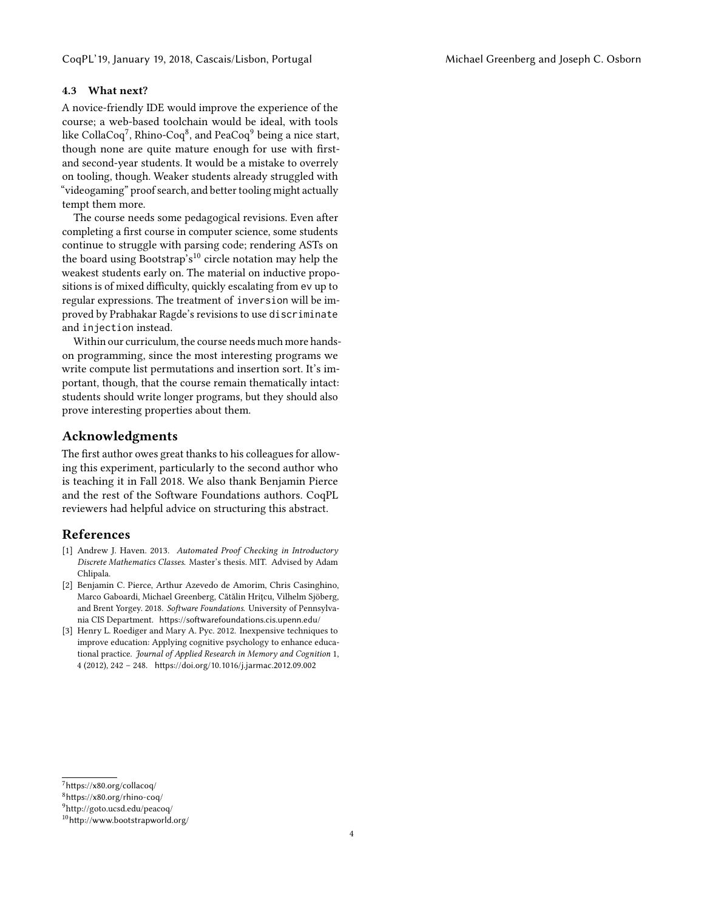### 4.3 What next?

A novice-friendly IDE would improve the experience of the course; a web-based toolchain would be ideal, with tools like CollaCoq[7], Rhino-Coq[8], and PeaCoq[9] being a nice start, though none are quite mature enough for use with first- and second-year students. It would be a mistake to overrely on tooling, though. Weaker students already struggled with "videogaming" proof search, and better tooling might actually tempt them more.

The course needs some pedagogical revisions. Even after completing a first course in computer science, some students continue to struggle with parsing code; rendering ASTs on the board using Bootstrap's[10] circle notation may help the weakest students early on. The material on inductive propositions is of mixed difficulty, quickly escalating from `ev` up to regular expressions. The treatment of `inversion` will be improved by Prabhakar Ragde's revisions to use `discriminate` and `injection` instead.

Within our curriculum, the course needs much more hands-on programming, since the most interesting programs we write compute list permutations and insertion sort. It's important, though, that the course remain thematically intact: students should write longer programs, but they should also prove interesting properties about them.

## Acknowledgments

The first author owes great thanks to his colleagues for allowing this experiment, particularly to the second author who is teaching it in Fall 2018. We also thank Benjamin Pierce and the rest of the Software Foundations authors. CoqPL reviewers had helpful advice on structuring this abstract.

## References

[1] Andrew J. Haven. 2013. *Automated Proof Checking in Introductory Discrete Mathematics Classes*. Master's thesis. MIT. Advised by Adam Chlipala.

[2] Benjamin C. Pierce, Arthur Azevedo de Amorim, Chris Casinghino, Marco Gaboardi, Michael Greenberg, Cătălin Hriţcu, Vilhelm Sjöberg, and Brent Yorgey. 2018. *Software Foundations*. University of Pennsylvania CIS Department. https://softwarefoundations.cis.upenn.edu/

[3] Henry L. Roediger and Mary A. Pyc. 2012. Inexpensive techniques to improve education: Applying cognitive psychology to enhance educational practice. *Journal of Applied Research in Memory and Cognition* 1, 4 (2012), 242 – 248. https://doi.org/10.1016/j.jarmac.2012.09.002

[7] https://x80.org/collacoq/

[8] https://x80.org/rhino-coq/

[9] http://goto.ucsd.edu/peacoq/

[10] http://www.bootstrapworld.org/